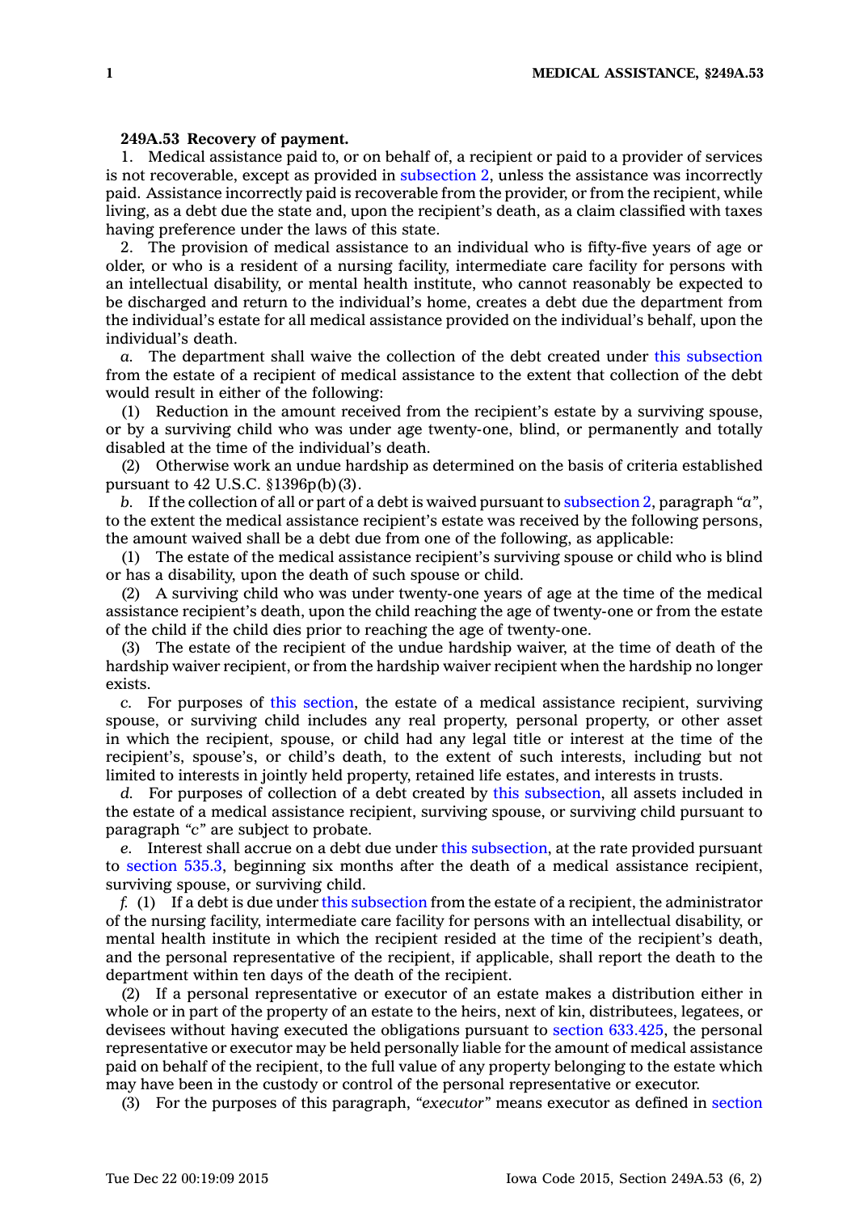**249A.53 Recovery of payment.**

1. Medical assistance paid to, or on behalf of, a recipient or paid to a provider of services is not recoverable, except as provided in subsection 2, unless the assistance was incorrectly paid. Assistance incorrectly paid is recoverable from the provider, or from the recipient, while living, as a debt due the state and, upon the recipient's death, as a claim classified with taxes having preference under the laws of this state.

2. The provision of medical assistance to an individual who is fifty-five years of age or older, or who is a resident of a nursing facility, intermediate care facility for persons with an intellectual disability, or mental health institute, who cannot reasonably be expected to be discharged and return to the individual's home, creates a debt due the department from the individual's estate for all medical assistance provided on the individual's behalf, upon the individual's death.

*a.* The department shall waive the collection of the debt created under this subsection from the estate of a recipient of medical assistance to the extent that collection of the debt would result in either of the following:

(1) Reduction in the amount received from the recipient's estate by a surviving spouse, or by a surviving child who was under age twenty-one, blind, or permanently and totally disabled at the time of the individual's death.

(2) Otherwise work an undue hardship as determined on the basis of criteria established pursuant to 42 U.S.C. §1396p(b)(3).

*b.* If the collection of all or part of a debt is waived pursuant to subsection 2, paragraph *"a"*, to the extent the medical assistance recipient's estate was received by the following persons, the amount waived shall be a debt due from one of the following, as applicable:

(1) The estate of the medical assistance recipient's surviving spouse or child who is blind or has a disability, upon the death of such spouse or child.

(2) A surviving child who was under twenty-one years of age at the time of the medical assistance recipient's death, upon the child reaching the age of twenty-one or from the estate of the child if the child dies prior to reaching the age of twenty-one.

(3) The estate of the recipient of the undue hardship waiver, at the time of death of the hardship waiver recipient, or from the hardship waiver recipient when the hardship no longer exists.

*c.* For purposes of this section, the estate of a medical assistance recipient, surviving spouse, or surviving child includes any real property, personal property, or other asset in which the recipient, spouse, or child had any legal title or interest at the time of the recipient's, spouse's, or child's death, to the extent of such interests, including but not limited to interests in jointly held property, retained life estates, and interests in trusts.

*d.* For purposes of collection of a debt created by this subsection, all assets included in the estate of a medical assistance recipient, surviving spouse, or surviving child pursuant to paragraph *"c"* are subject to probate.

*e.* Interest shall accrue on a debt due under this subsection, at the rate provided pursuant to section 535.3, beginning six months after the death of a medical assistance recipient, surviving spouse, or surviving child.

*f.* (1) If a debt is due under this subsection from the estate of a recipient, the administrator of the nursing facility, intermediate care facility for persons with an intellectual disability, or mental health institute in which the recipient resided at the time of the recipient's death, and the personal representative of the recipient, if applicable, shall report the death to the department within ten days of the death of the recipient.

(2) If a personal representative or executor of an estate makes a distribution either in whole or in part of the property of an estate to the heirs, next of kin, distributees, legatees, or devisees without having executed the obligations pursuant to section 633.425, the personal representative or executor may be held personally liable for the amount of medical assistance paid on behalf of the recipient, to the full value of any property belonging to the estate which may have been in the custody or control of the personal representative or executor.

(3) For the purposes of this paragraph, *"executor"* means executor as defined in section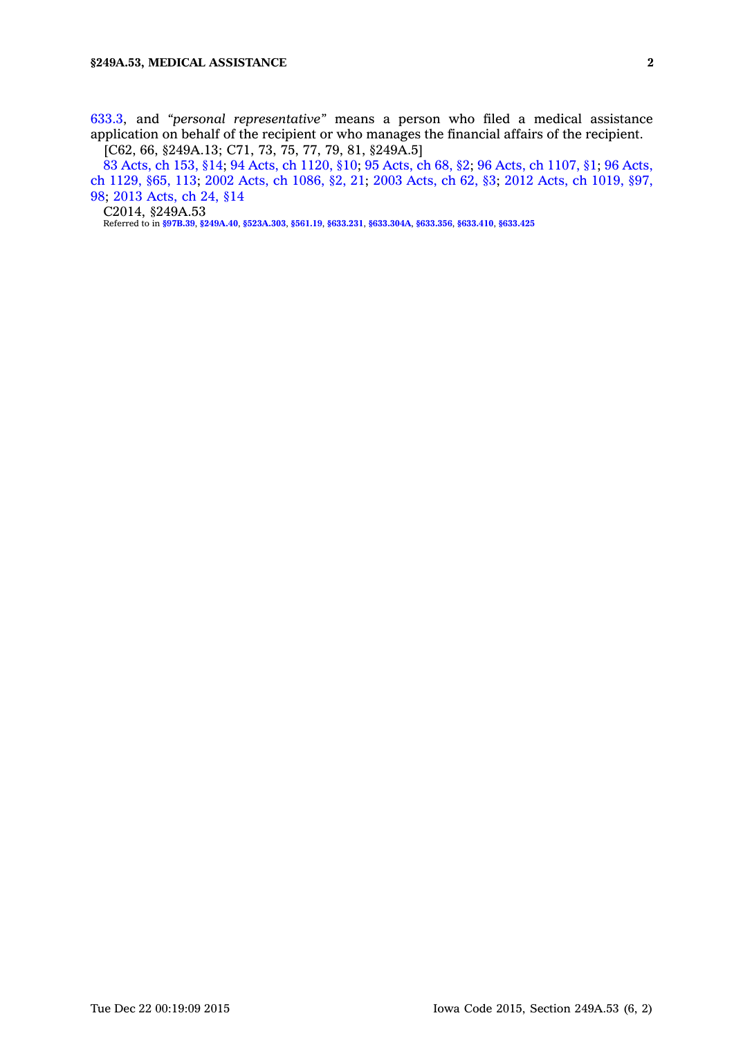633.3, and *"personal representative"* means a person who filed a medical assistance application on behalf of the recipient or who manages the financial affairs of the recipient.

[C62, 66, §249A.13; C71, 73, 75, 77, 79, 81, §249A.5]

83 Acts, ch 153, §14; 94 Acts, ch 1120, §10; 95 Acts, ch 68, §2; 96 Acts, ch 1107, §1; 96 Acts, ch 1129, §65, 113; 2002 Acts, ch 1086, §2, 21; 2003 Acts, ch 62, §3; 2012 Acts, ch 1019, §97, 98; 2013 Acts, ch 24, §14

C2014, §249A.53

Referred to in **§97B.39**, **§249A.40**, **§523A.303**, **§561.19**, **§633.231**, **§633.304A**, **§633.356**, **§633.410**, **§633.425**